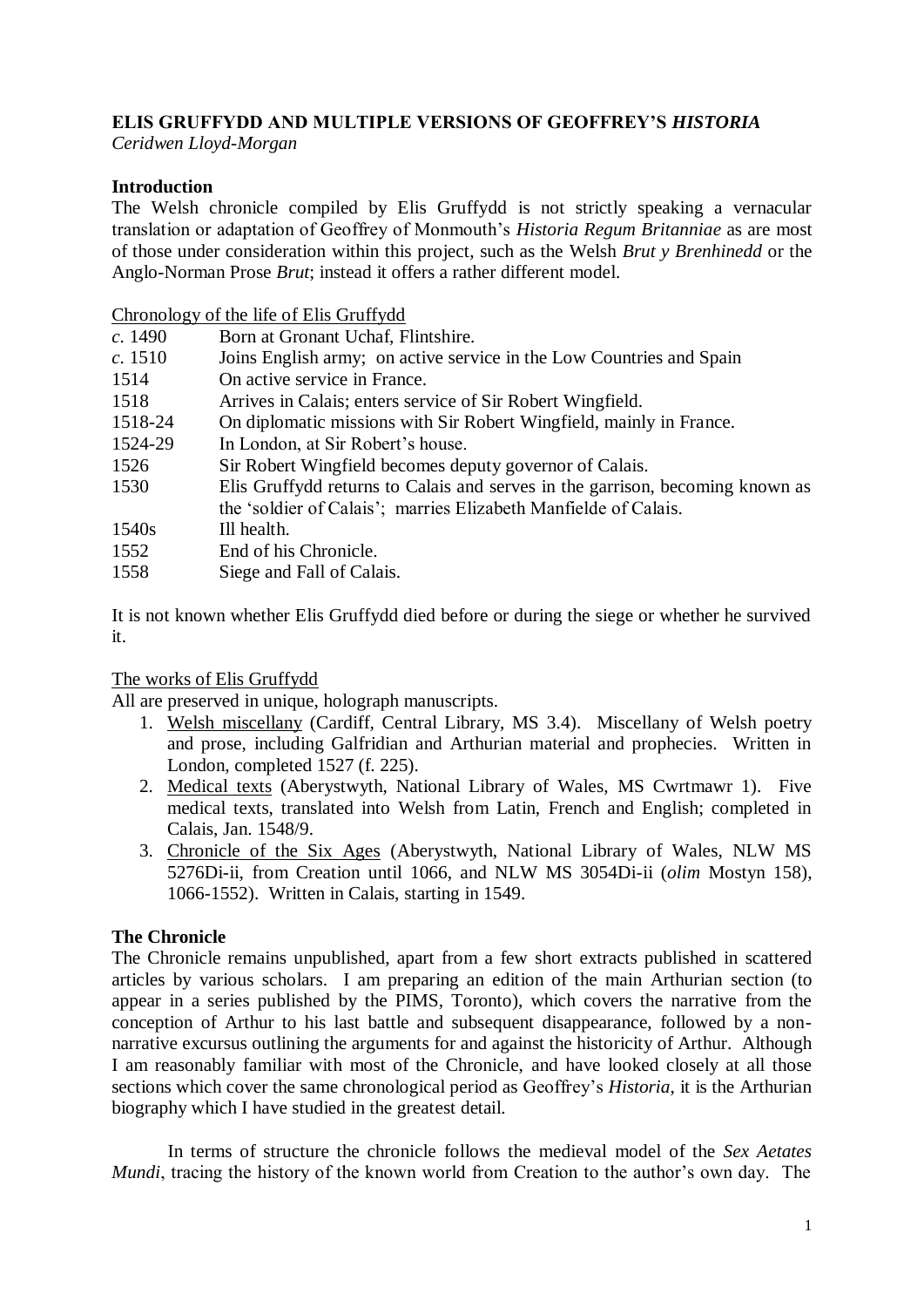# ELIS GRUFFYDD AND MULTIPLE VERSIONS OF GEOFFREY'S *HISTORIA*

*Ceridwen Lloyd-Morgan*

## Introduction

The Welsh chronicle compiled by Elis Gruffydd is not strictly speaking a vernacular translation or adaptation of Geoffrey of Monmouth's *Historia Regum Britanniae* as are most of those under consideration within this project, such as the Welsh *Brut y Brenhinedd* or the Anglo-Norman Prose *Brut*; instead it offers a rather different model.

<u>Chronology of the life of Elis Gruffydd</u>

| | |
|---|---|
| *c.* 1490 | Born at Gronant Uchaf, Flintshire. |
| *c.* 1510 | Joins English army; on active service in the Low Countries and Spain |
| 1514 | On active service in France. |
| 1518 | Arrives in Calais; enters service of Sir Robert Wingfield. |
| 1518-24 | On diplomatic missions with Sir Robert Wingfield, mainly in France. |
| 1524-29 | In London, at Sir Robert's house. |
| 1526 | Sir Robert Wingfield becomes deputy governor of Calais. |
| 1530 | Elis Gruffydd returns to Calais and serves in the garrison, becoming known as the 'soldier of Calais'; marries Elizabeth Manfielde of Calais. |
| 1540s | Ill health. |
| 1552 | End of his Chronicle. |
| 1558 | Siege and Fall of Calais. |

It is not known whether Elis Gruffydd died before or during the siege or whether he survived it.

<u>The works of Elis Gruffydd</u>

All are preserved in unique, holograph manuscripts.

1. <u>Welsh miscellany</u> (Cardiff, Central Library, MS 3.4). Miscellany of Welsh poetry and prose, including Galfridian and Arthurian material and prophecies. Written in London, completed 1527 (f. 225).
2. <u>Medical texts</u> (Aberystwyth, National Library of Wales, MS Cwrtmawr 1). Five medical texts, translated into Welsh from Latin, French and English; completed in Calais, Jan. 1548/9.
3. <u>Chronicle of the Six Ages</u> (Aberystwyth, National Library of Wales, NLW MS 5276Di-ii, from Creation until 1066, and NLW MS 3054Di-ii (*olim* Mostyn 158), 1066-1552). Written in Calais, starting in 1549.

## The Chronicle

The Chronicle remains unpublished, apart from a few short extracts published in scattered articles by various scholars. I am preparing an edition of the main Arthurian section (to appear in a series published by the PIMS, Toronto), which covers the narrative from the conception of Arthur to his last battle and subsequent disappearance, followed by a non-narrative excursus outlining the arguments for and against the historicity of Arthur. Although I am reasonably familiar with most of the Chronicle, and have looked closely at all those sections which cover the same chronological period as Geoffrey's *Historia*, it is the Arthurian biography which I have studied in the greatest detail.

In terms of structure the chronicle follows the medieval model of the *Sex Aetates Mundi*, tracing the history of the known world from Creation to the author's own day. The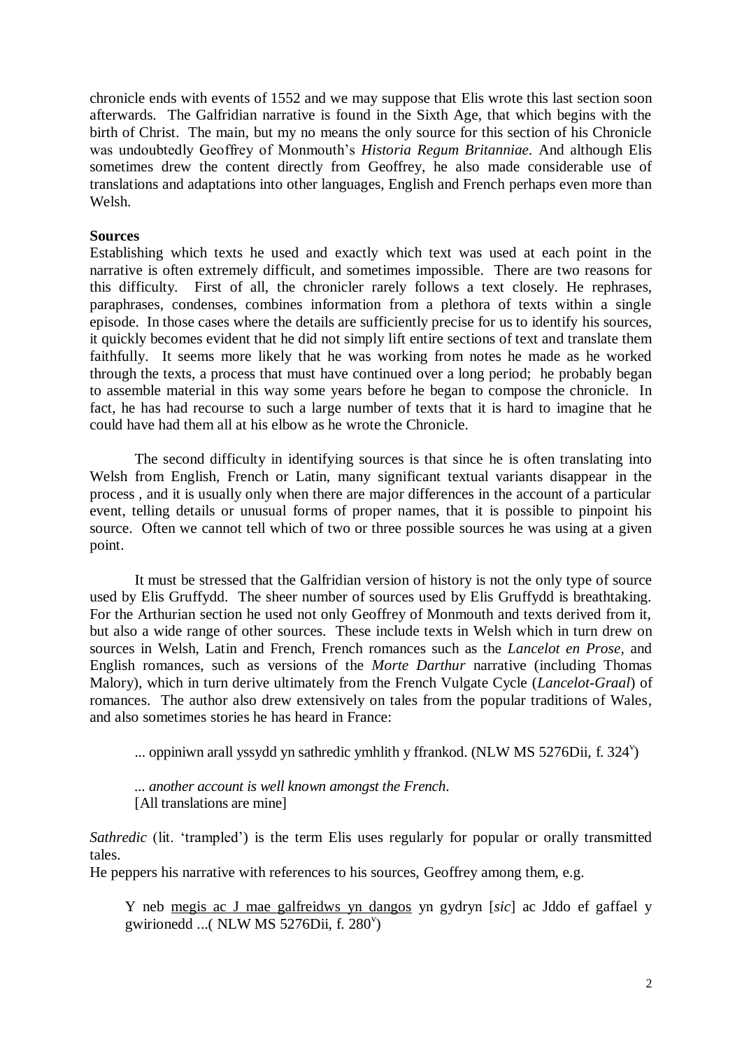chronicle ends with events of 1552 and we may suppose that Elis wrote this last section soon afterwards. The Galfridian narrative is found in the Sixth Age, that which begins with the birth of Christ. The main, but my no means the only source for this section of his Chronicle was undoubtedly Geoffrey of Monmouth's *Historia Regum Britanniae*. And although Elis sometimes drew the content directly from Geoffrey, he also made considerable use of translations and adaptations into other languages, English and French perhaps even more than Welsh.

**Sources**

Establishing which texts he used and exactly which text was used at each point in the narrative is often extremely difficult, and sometimes impossible. There are two reasons for this difficulty. First of all, the chronicler rarely follows a text closely. He rephrases, paraphrases, condenses, combines information from a plethora of texts within a single episode. In those cases where the details are sufficiently precise for us to identify his sources, it quickly becomes evident that he did not simply lift entire sections of text and translate them faithfully. It seems more likely that he was working from notes he made as he worked through the texts, a process that must have continued over a long period; he probably began to assemble material in this way some years before he began to compose the chronicle. In fact, he has had recourse to such a large number of texts that it is hard to imagine that he could have had them all at his elbow as he wrote the Chronicle.

The second difficulty in identifying sources is that since he is often translating into Welsh from English, French or Latin, many significant textual variants disappear in the process , and it is usually only when there are major differences in the account of a particular event, telling details or unusual forms of proper names, that it is possible to pinpoint his source. Often we cannot tell which of two or three possible sources he was using at a given point.

It must be stressed that the Galfridian version of history is not the only type of source used by Elis Gruffydd. The sheer number of sources used by Elis Gruffydd is breathtaking. For the Arthurian section he used not only Geoffrey of Monmouth and texts derived from it, but also a wide range of other sources. These include texts in Welsh which in turn drew on sources in Welsh, Latin and French, French romances such as the *Lancelot en Prose*, and English romances, such as versions of the *Morte Darthur* narrative (including Thomas Malory), which in turn derive ultimately from the French Vulgate Cycle (*Lancelot-Graal*) of romances. The author also drew extensively on tales from the popular traditions of Wales, and also sometimes stories he has heard in France:

> ... oppiniwn arall yssydd yn sathredic ymhlith y ffrankod. (NLW MS 5276Dii, f. 324[v])
>
> *... another account is well known amongst the French.*
> [All translations are mine]

*Sathredic* (lit. 'trampled') is the term Elis uses regularly for popular or orally transmitted tales.

He peppers his narrative with references to his sources, Geoffrey among them, e.g.

> Y neb <u>megis ac J mae galfreidws yn dangos</u> yn gydryn [*sic*] ac Jddo ef gaffael y gwirionedd ...( NLW MS 5276Dii, f. 280[v])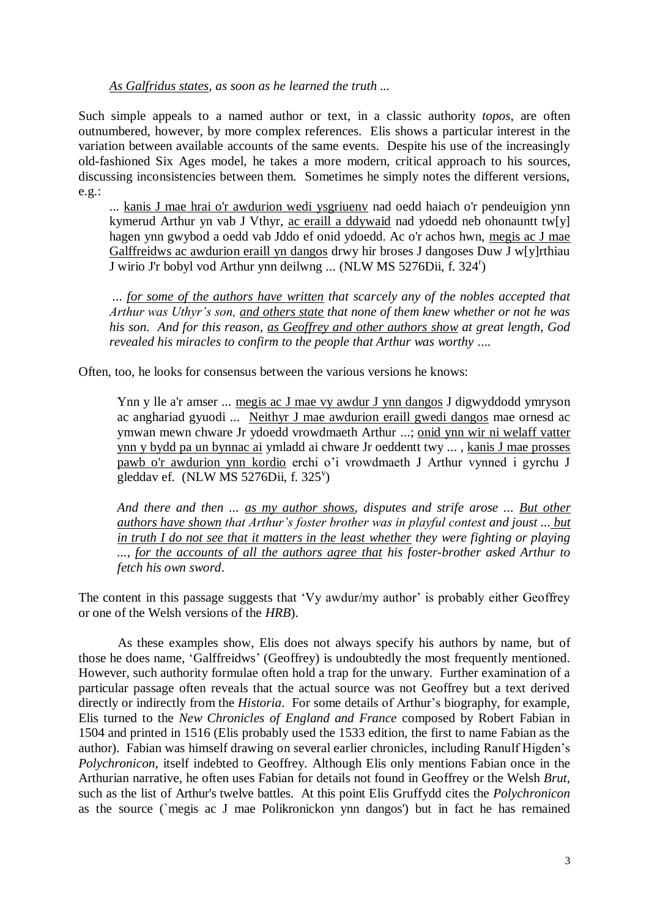*<u>As Galfridus states</u>, as soon as he learned the truth ...*

Such simple appeals to a named author or text, in a classic authority *topos*, are often outnumbered, however, by more complex references. Elis shows a particular interest in the variation between available accounts of the same events. Despite his use of the increasingly old-fashioned Six Ages model, he takes a more modern, critical approach to his sources, discussing inconsistencies between them. Sometimes he simply notes the different versions, e.g.:

> ... <u>kanis J mae hrai o'r awdurion wedi ysgriuenv</u> nad oedd haiach o'r pendeuigion ynn kymerud Arthur yn vab J Vthyr, <u>ac eraill a ddywaid</u> nad ydoedd neb ohonauntt tw[y] hagen ynn gwybod a oedd vab Jddo ef onid ydoedd. Ac o'r achos hwn, <u>megis ac J mae Galffreidws ac awdurion eraill yn dangos</u> drwy hir broses J dangoses Duw J w[y]rthiau J wirio J'r bobyl vod Arthur ynn deilwng ... (NLW MS 5276Dii, f. 324[r])
>
> *... <u>for some of the authors have written</u> that scarcely any of the nobles accepted that Arthur was Uthyr's son, <u>and others state</u> that none of them knew whether or not he was his son. And for this reason, <u>as Geoffrey and other authors show</u> at great length, God revealed his miracles to confirm to the people that Arthur was worthy ....*

Often, too, he looks for consensus between the various versions he knows:

> Ynn y lle a'r amser ... <u>megis ac J mae vy awdur J ynn dangos</u> J digwyddodd ymryson ac anghariad gyuodi ... <u>Neithyr J mae awdurion eraill gwedi dangos</u> mae ornesd ac ymwan mewn chware Jr ydoedd vrowdmaeth Arthur ...; <u>onid ynn wir ni welaff vatter ynn y bydd pa un bynnac ai</u> ymladd ai chware Jr oeddentt twy ... , <u>kanis J mae prosses pawb o'r awdurion ynn kordio</u> erchi o'i vrowdmaeth J Arthur vynned i gyrchu J gleddav ef. (NLW MS 5276Dii, f. 325[v])
>
> *And there and then ... <u>as my author shows</u>, disputes and strife arose ... <u>But other authors have shown</u> that Arthur's foster brother was in playful contest and joust ... <u>but in truth I do not see that it matters in the least whether</u> they were fighting or playing ..., <u>for the accounts of all the authors agree that</u> his foster-brother asked Arthur to fetch his own sword.*

The content in this passage suggests that 'Vy awdur/my author' is probably either Geoffrey or one of the Welsh versions of the *HRB*).

As these examples show, Elis does not always specify his authors by name, but of those he does name, 'Galffreidws' (Geoffrey) is undoubtedly the most frequently mentioned. However, such authority formulae often hold a trap for the unwary. Further examination of a particular passage often reveals that the actual source was not Geoffrey but a text derived directly or indirectly from the *Historia*. For some details of Arthur's biography, for example, Elis turned to the *New Chronicles of England and France* composed by Robert Fabian in 1504 and printed in 1516 (Elis probably used the 1533 edition, the first to name Fabian as the author). Fabian was himself drawing on several earlier chronicles, including Ranulf Higden's *Polychronicon*, itself indebted to Geoffrey. Although Elis only mentions Fabian once in the Arthurian narrative, he often uses Fabian for details not found in Geoffrey or the Welsh *Brut*, such as the list of Arthur's twelve battles. At this point Elis Gruffydd cites the *Polychronicon* as the source (`megis ac J mae Polikronickon ynn dangos') but in fact he has remained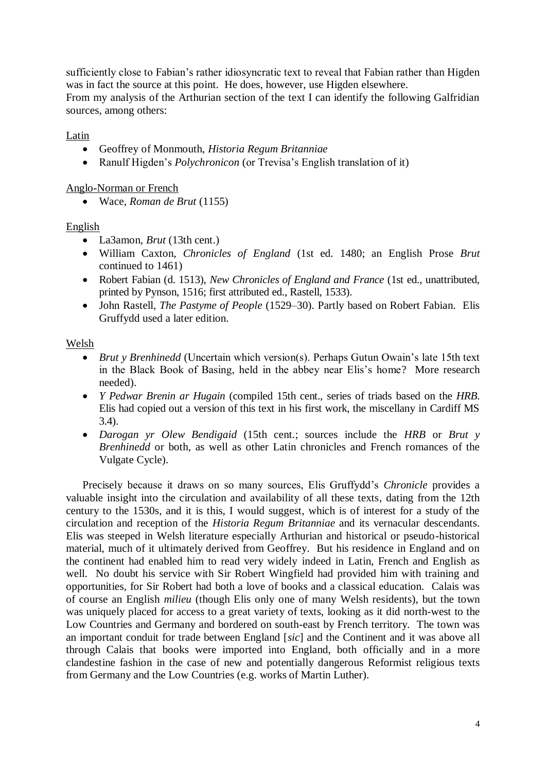sufficiently close to Fabian's rather idiosyncratic text to reveal that Fabian rather than Higden was in fact the source at this point. He does, however, use Higden elsewhere.
From my analysis of the Arthurian section of the text I can identify the following Galfridian sources, among others:

Latin

- Geoffrey of Monmouth, *Historia Regum Britanniae*
- Ranulf Higden's *Polychronicon* (or Trevisa's English translation of it)

Anglo-Norman or French

- Wace, *Roman de Brut* (1155)

English

- La3amon, *Brut* (13th cent.)
- William Caxton, *Chronicles of England* (1st ed. 1480; an English Prose *Brut* continued to 1461)
- Robert Fabian (d. 1513), *New Chronicles of England and France* (1st ed., unattributed, printed by Pynson, 1516; first attributed ed., Rastell, 1533).
- John Rastell, *The Pastyme of People* (1529–30). Partly based on Robert Fabian. Elis Gruffydd used a later edition.

Welsh

- *Brut y Brenhinedd* (Uncertain which version(s). Perhaps Gutun Owain's late 15th text in the Black Book of Basing, held in the abbey near Elis's home? More research needed).
- *Y Pedwar Brenin ar Hugain* (compiled 15th cent., series of triads based on the *HRB*. Elis had copied out a version of this text in his first work, the miscellany in Cardiff MS 3.4).
- *Darogan yr Olew Bendigaid* (15th cent.; sources include the *HRB* or *Brut y Brenhinedd* or both, as well as other Latin chronicles and French romances of the Vulgate Cycle).

Precisely because it draws on so many sources, Elis Gruffydd's *Chronicle* provides a valuable insight into the circulation and availability of all these texts, dating from the 12th century to the 1530s, and it is this, I would suggest, which is of interest for a study of the circulation and reception of the *Historia Regum Britanniae* and its vernacular descendants. Elis was steeped in Welsh literature especially Arthurian and historical or pseudo-historical material, much of it ultimately derived from Geoffrey. But his residence in England and on the continent had enabled him to read very widely indeed in Latin, French and English as well. No doubt his service with Sir Robert Wingfield had provided him with training and opportunities, for Sir Robert had both a love of books and a classical education. Calais was of course an English *milieu* (though Elis only one of many Welsh residents), but the town was uniquely placed for access to a great variety of texts, looking as it did north-west to the Low Countries and Germany and bordered on south-east by French territory. The town was an important conduit for trade between England [*sic*] and the Continent and it was above all through Calais that books were imported into England, both officially and in a more clandestine fashion in the case of new and potentially dangerous Reformist religious texts from Germany and the Low Countries (e.g. works of Martin Luther).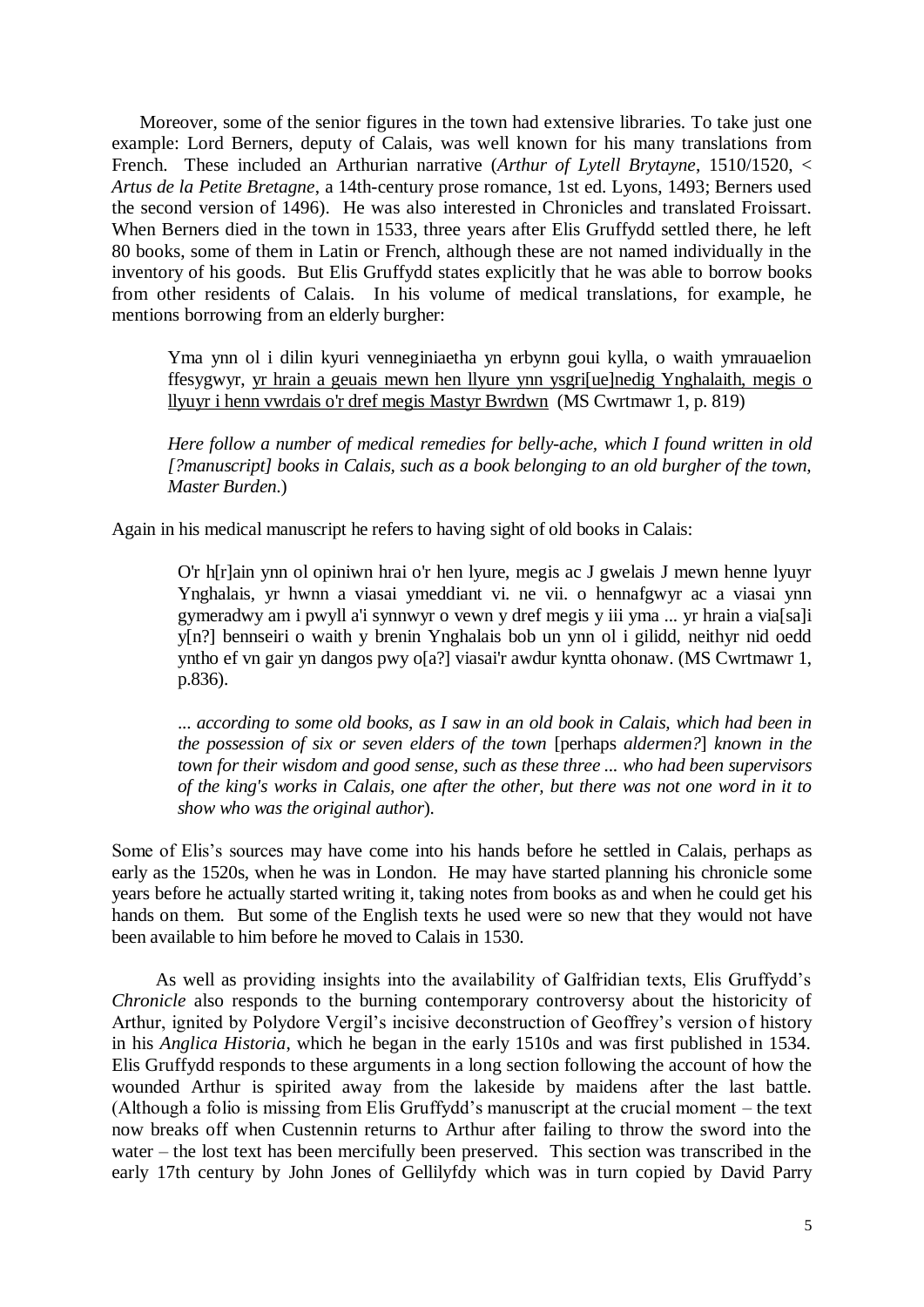Moreover, some of the senior figures in the town had extensive libraries. To take just one example: Lord Berners, deputy of Calais, was well known for his many translations from French. These included an Arthurian narrative (*Arthur of Lytell Brytayne*, 1510/1520, < *Artus de la Petite Bretagne*, a 14th-century prose romance, 1st ed. Lyons, 1493; Berners used the second version of 1496). He was also interested in Chronicles and translated Froissart. When Berners died in the town in 1533, three years after Elis Gruffydd settled there, he left 80 books, some of them in Latin or French, although these are not named individually in the inventory of his goods. But Elis Gruffydd states explicitly that he was able to borrow books from other residents of Calais. In his volume of medical translations, for example, he mentions borrowing from an elderly burgher:

> Yma ynn ol i dilin kyuri venneginiaetha yn erbynn goui kylla, o waith ymrauaelion ffesygwyr, <u>yr hrain a geuais mewn hen llyure ynn ysgri[ue]nedig Ynghalaith, megis o llyuyr i henn vwrdais o'r dref megis Mastyr Bwrdwn</u> (MS Cwrtmawr 1, p. 819)
>
> *Here follow a number of medical remedies for belly-ache, which I found written in old [?manuscript] books in Calais, such as a book belonging to an old burgher of the town, Master Burden.*)

Again in his medical manuscript he refers to having sight of old books in Calais:

> O'r h[r]ain ynn ol opiniwn hrai o'r hen lyure, megis ac J gwelais J mewn henne lyuyr Ynghalais, yr hwnn a viasai ymeddiant vi. ne vii. o hennafgwyr ac a viasai ynn gymeradwy am i pwyll a'i synnwyr o vewn y dref megis y iii yma ... yr hrain a via[sa]i y[n?] bennseiri o waith y brenin Ynghalais bob un ynn ol i gilidd, neithyr nid oedd yntho ef vn gair yn dangos pwy o[a?] viasai'r awdur kyntta ohonaw. (MS Cwrtmawr 1, p.836).
>
> *... according to some old books, as I saw in an old book in Calais, which had been in the possession of six or seven elders of the town* [perhaps *aldermen?*] *known in the town for their wisdom and good sense, such as these three ... who had been supervisors of the king's works in Calais, one after the other, but there was not one word in it to show who was the original author*).

Some of Elis's sources may have come into his hands before he settled in Calais, perhaps as early as the 1520s, when he was in London. He may have started planning his chronicle some years before he actually started writing it, taking notes from books as and when he could get his hands on them. But some of the English texts he used were so new that they would not have been available to him before he moved to Calais in 1530.

As well as providing insights into the availability of Galfridian texts, Elis Gruffydd's *Chronicle* also responds to the burning contemporary controversy about the historicity of Arthur, ignited by Polydore Vergil's incisive deconstruction of Geoffrey's version of history in his *Anglica Historia*, which he began in the early 1510s and was first published in 1534. Elis Gruffydd responds to these arguments in a long section following the account of how the wounded Arthur is spirited away from the lakeside by maidens after the last battle. (Although a folio is missing from Elis Gruffydd's manuscript at the crucial moment – the text now breaks off when Custennin returns to Arthur after failing to throw the sword into the water – the lost text has been mercifully been preserved. This section was transcribed in the early 17th century by John Jones of Gellilyfdy which was in turn copied by David Parry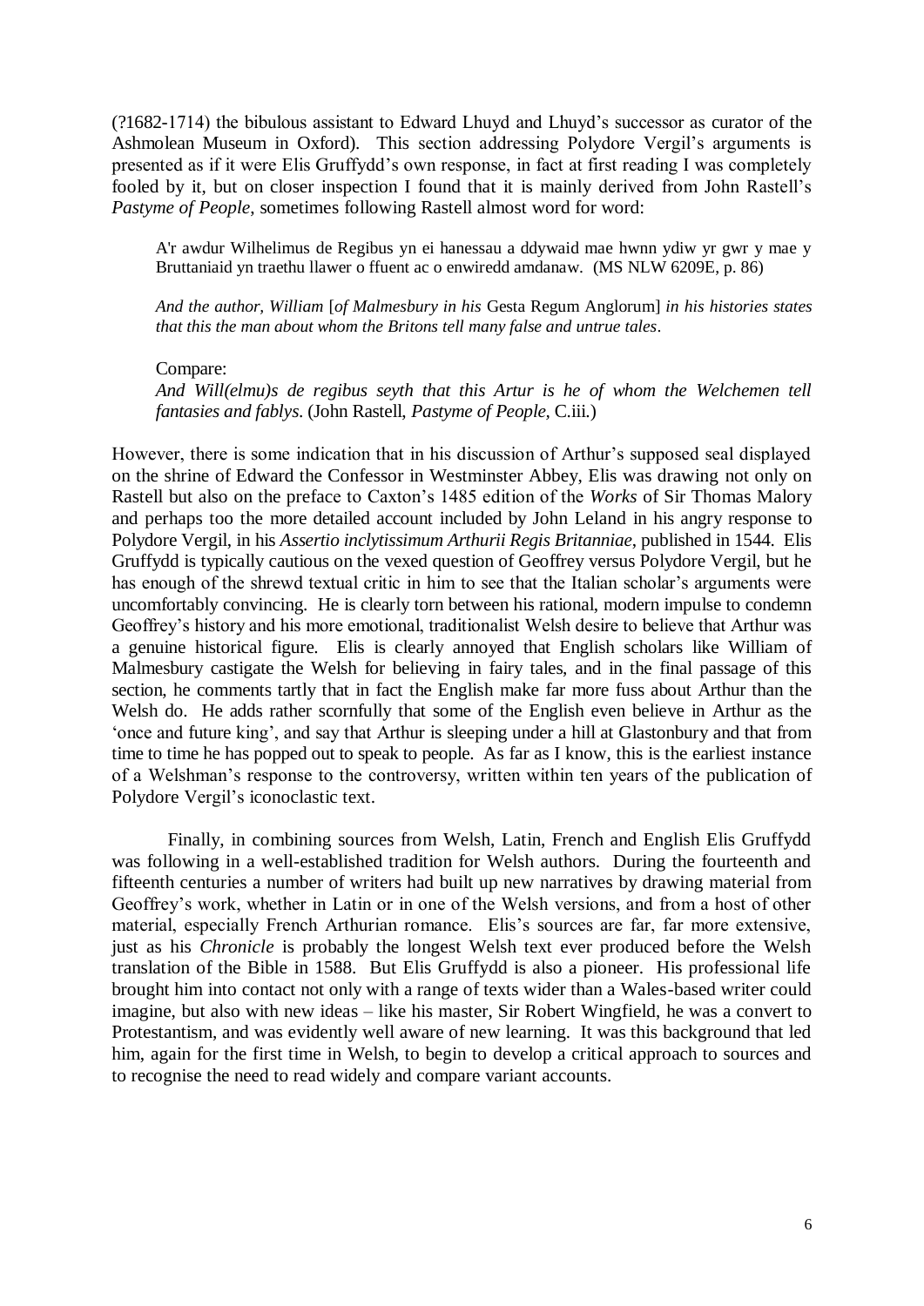(?1682-1714) the bibulous assistant to Edward Lhuyd and Lhuyd's successor as curator of the Ashmolean Museum in Oxford). This section addressing Polydore Vergil's arguments is presented as if it were Elis Gruffydd's own response, in fact at first reading I was completely fooled by it, but on closer inspection I found that it is mainly derived from John Rastell's *Pastyme of People*, sometimes following Rastell almost word for word:

> A'r awdur Wilhelimus de Regibus yn ei hanessau a ddywaid mae hwnn ydiw yr gwr y mae y Bruttaniaid yn traethu llawer o ffuent ac o enwiredd amdanaw. (MS NLW 6209E, p. 86)
>
> *And the author, William* [*of Malmesbury in his* Gesta Regum Anglorum] *in his histories states that this the man about whom the Britons tell many false and untrue tales*.
>
> Compare:
> *And Will(elmu)s de regibus seyth that this Artur is he of whom the Welchemen tell fantasies and fablys*. (John Rastell, *Pastyme of People*, C.iii.)

However, there is some indication that in his discussion of Arthur's supposed seal displayed on the shrine of Edward the Confessor in Westminster Abbey, Elis was drawing not only on Rastell but also on the preface to Caxton's 1485 edition of the *Works* of Sir Thomas Malory and perhaps too the more detailed account included by John Leland in his angry response to Polydore Vergil, in his *Assertio inclytissimum Arthurii Regis Britanniae*, published in 1544. Elis Gruffydd is typically cautious on the vexed question of Geoffrey versus Polydore Vergil, but he has enough of the shrewd textual critic in him to see that the Italian scholar's arguments were uncomfortably convincing. He is clearly torn between his rational, modern impulse to condemn Geoffrey's history and his more emotional, traditionalist Welsh desire to believe that Arthur was a genuine historical figure. Elis is clearly annoyed that English scholars like William of Malmesbury castigate the Welsh for believing in fairy tales, and in the final passage of this section, he comments tartly that in fact the English make far more fuss about Arthur than the Welsh do. He adds rather scornfully that some of the English even believe in Arthur as the 'once and future king', and say that Arthur is sleeping under a hill at Glastonbury and that from time to time he has popped out to speak to people. As far as I know, this is the earliest instance of a Welshman's response to the controversy, written within ten years of the publication of Polydore Vergil's iconoclastic text.

Finally, in combining sources from Welsh, Latin, French and English Elis Gruffydd was following in a well-established tradition for Welsh authors. During the fourteenth and fifteenth centuries a number of writers had built up new narratives by drawing material from Geoffrey's work, whether in Latin or in one of the Welsh versions, and from a host of other material, especially French Arthurian romance. Elis's sources are far, far more extensive, just as his *Chronicle* is probably the longest Welsh text ever produced before the Welsh translation of the Bible in 1588. But Elis Gruffydd is also a pioneer. His professional life brought him into contact not only with a range of texts wider than a Wales-based writer could imagine, but also with new ideas – like his master, Sir Robert Wingfield, he was a convert to Protestantism, and was evidently well aware of new learning. It was this background that led him, again for the first time in Welsh, to begin to develop a critical approach to sources and to recognise the need to read widely and compare variant accounts.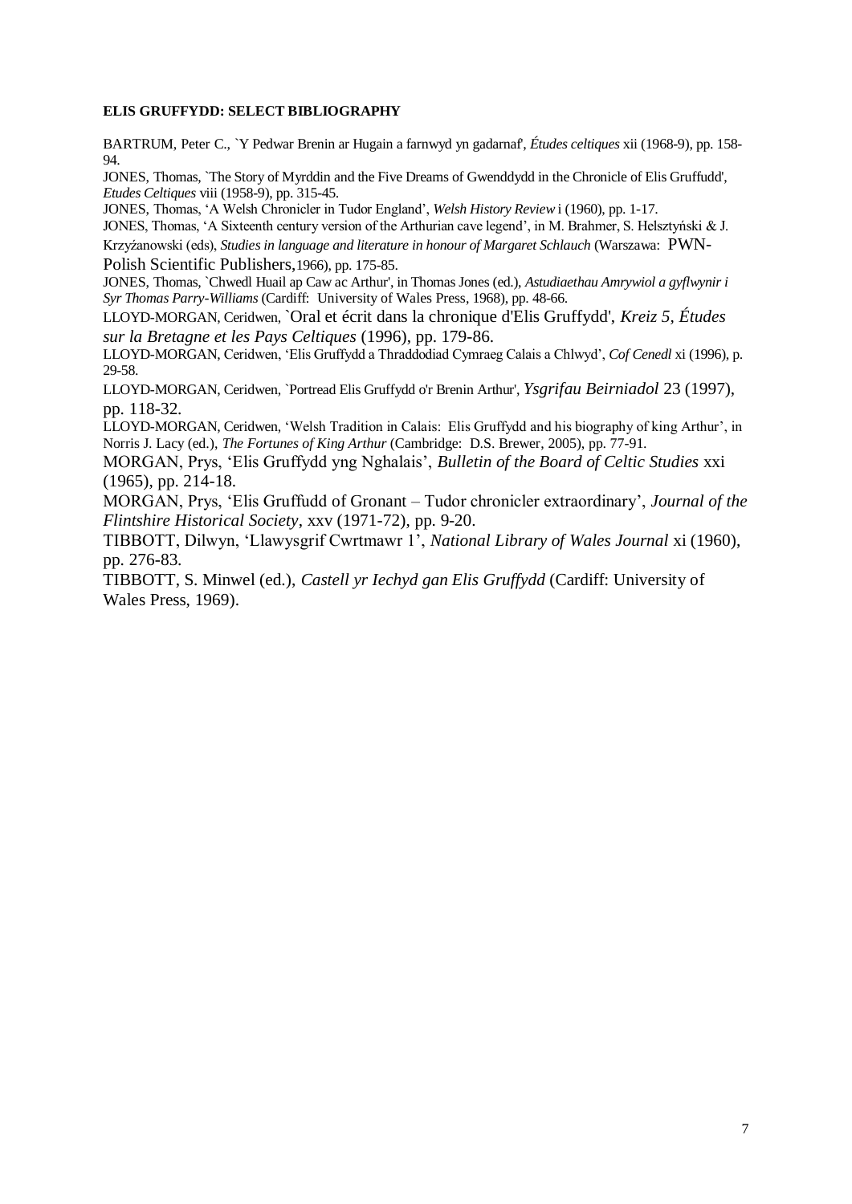**ELIS GRUFFYDD: SELECT BIBLIOGRAPHY**

BARTRUM, Peter C., `Y Pedwar Brenin ar Hugain a farnwyd yn gadarnaf', *Études celtiques* xii (1968-9), pp. 158-94.

JONES, Thomas, `The Story of Myrddin and the Five Dreams of Gwenddydd in the Chronicle of Elis Gruffudd', *Etudes Celtiques* viii (1958-9), pp. 315-45.

JONES, Thomas, 'A Welsh Chronicler in Tudor England', *Welsh History Review* i (1960), pp. 1-17.

JONES, Thomas, 'A Sixteenth century version of the Arthurian cave legend', in M. Brahmer, S. Helsztyński & J. Krzyżanowski (eds), *Studies in language and literature in honour of Margaret Schlauch* (Warszawa: PWN-Polish Scientific Publishers,1966), pp. 175-85.

JONES, Thomas, `Chwedl Huail ap Caw ac Arthur', in Thomas Jones (ed.), *Astudiaethau Amrywiol a gyflwynir i Syr Thomas Parry-Williams* (Cardiff: University of Wales Press, 1968), pp. 48-66.

LLOYD-MORGAN, Ceridwen, `Oral et écrit dans la chronique d'Elis Gruffydd', *Kreiz 5, Études sur la Bretagne et les Pays Celtiques* (1996), pp. 179-86.

LLOYD-MORGAN, Ceridwen, 'Elis Gruffydd a Thraddodiad Cymraeg Calais a Chlwyd', *Cof Cenedl* xi (1996), p. 29-58.

LLOYD-MORGAN, Ceridwen, `Portread Elis Gruffydd o'r Brenin Arthur', *Ysgrifau Beirniadol* 23 (1997), pp. 118-32.

LLOYD-MORGAN, Ceridwen, 'Welsh Tradition in Calais: Elis Gruffydd and his biography of king Arthur', in Norris J. Lacy (ed.), *The Fortunes of King Arthur* (Cambridge: D.S. Brewer, 2005), pp. 77-91.

MORGAN, Prys, 'Elis Gruffydd yng Nghalais', *Bulletin of the Board of Celtic Studies* xxi (1965), pp. 214-18.

MORGAN, Prys, 'Elis Gruffudd of Gronant – Tudor chronicler extraordinary', *Journal of the Flintshire Historical Society*, xxv (1971-72), pp. 9-20.

TIBBOTT, Dilwyn, 'Llawysgrif Cwrtmawr 1', *National Library of Wales Journal* xi (1960), pp. 276-83.

TIBBOTT, S. Minwel (ed.), *Castell yr Iechyd gan Elis Gruffydd* (Cardiff: University of Wales Press, 1969).